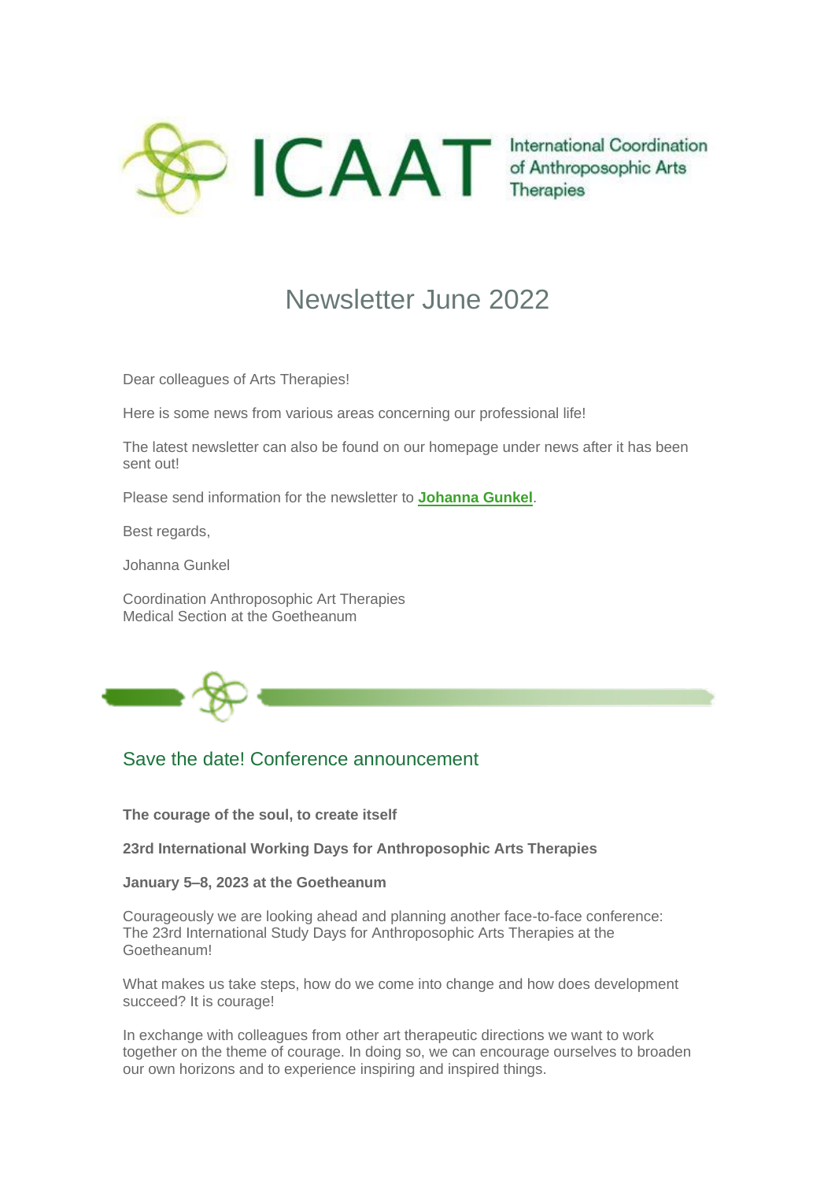ICAAT International Coordination of Anthroposophic Arts Therapies

# Newsletter June 2022

Dear colleagues of Arts Therapies!

Here is some news from various areas concerning our professional life!

The latest newsletter can also be found on our homepage under news after it has been sent out!

Please send information for the newsletter to **Johanna Gunkel**.

Best regards,

Johanna Gunkel

Coordination Anthroposophic Art Therapies
Medical Section at the Goetheanum

## Save the date! Conference announcement

**The courage of the soul, to create itself**

**23rd International Working Days for Anthroposophic Arts Therapies**

**January 5–8, 2023 at the Goetheanum**

Courageously we are looking ahead and planning another face-to-face conference: The 23rd International Study Days for Anthroposophic Arts Therapies at the Goetheanum!

What makes us take steps, how do we come into change and how does development succeed? It is courage!

In exchange with colleagues from other art therapeutic directions we want to work together on the theme of courage. In doing so, we can encourage ourselves to broaden our own horizons and to experience inspiring and inspired things.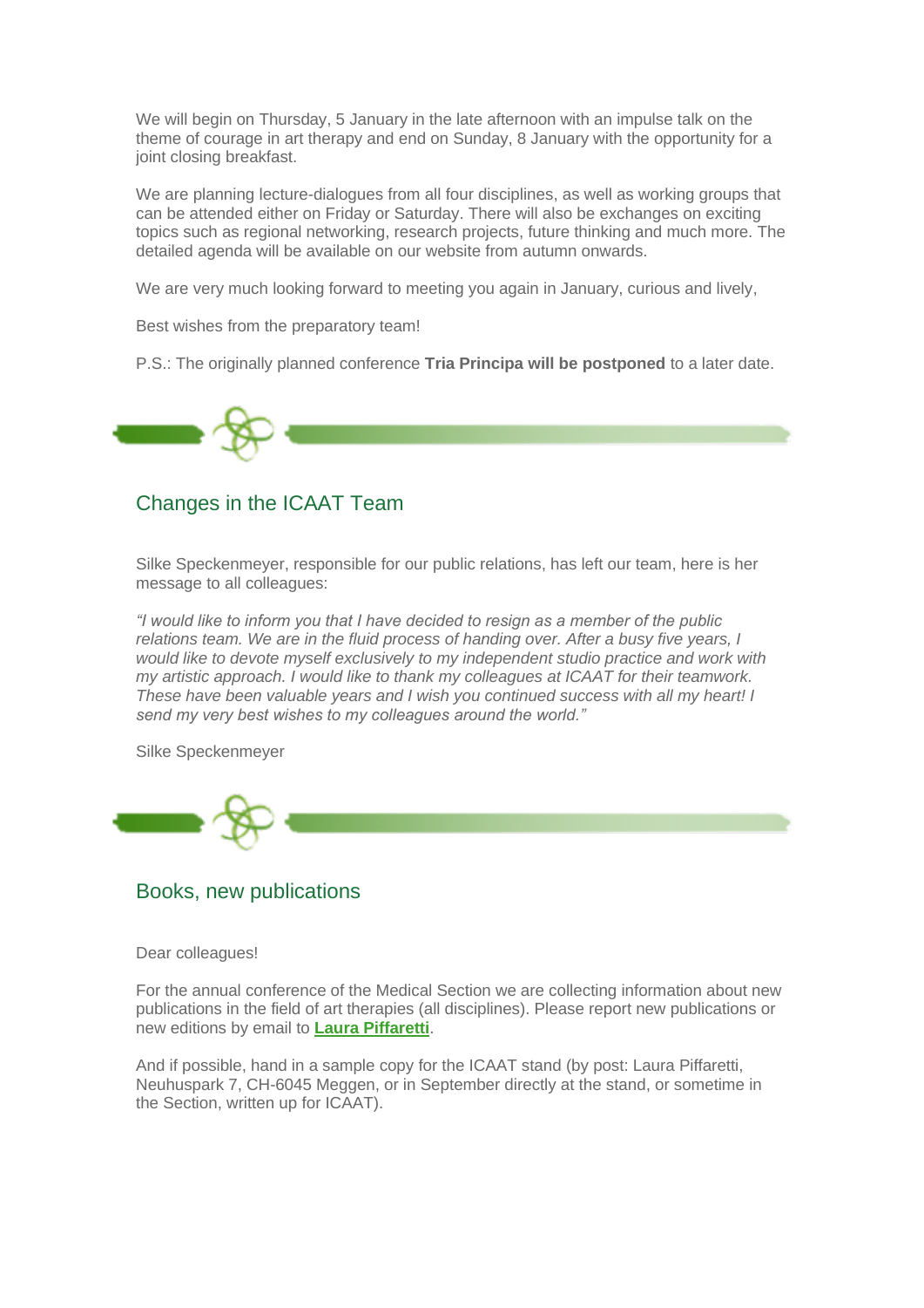We will begin on Thursday, 5 January in the late afternoon with an impulse talk on the theme of courage in art therapy and end on Sunday, 8 January with the opportunity for a joint closing breakfast.

We are planning lecture-dialogues from all four disciplines, as well as working groups that can be attended either on Friday or Saturday. There will also be exchanges on exciting topics such as regional networking, research projects, future thinking and much more. The detailed agenda will be available on our website from autumn onwards.

We are very much looking forward to meeting you again in January, curious and lively,

Best wishes from the preparatory team!

P.S.: The originally planned conference **Tria Principa will be postponed** to a later date.

## Changes in the ICAAT Team

Silke Speckenmeyer, responsible for our public relations, has left our team, here is her message to all colleagues:

*"I would like to inform you that I have decided to resign as a member of the public relations team. We are in the fluid process of handing over. After a busy five years, I would like to devote myself exclusively to my independent studio practice and work with my artistic approach. I would like to thank my colleagues at ICAAT for their teamwork. These have been valuable years and I wish you continued success with all my heart! I send my very best wishes to my colleagues around the world."*

Silke Speckenmeyer

## Books, new publications

Dear colleagues!

For the annual conference of the Medical Section we are collecting information about new publications in the field of art therapies (all disciplines). Please report new publications or new editions by email to **Laura Piffaretti**.

And if possible, hand in a sample copy for the ICAAT stand (by post: Laura Piffaretti, Neuhuspark 7, CH-6045 Meggen, or in September directly at the stand, or sometime in the Section, written up for ICAAT).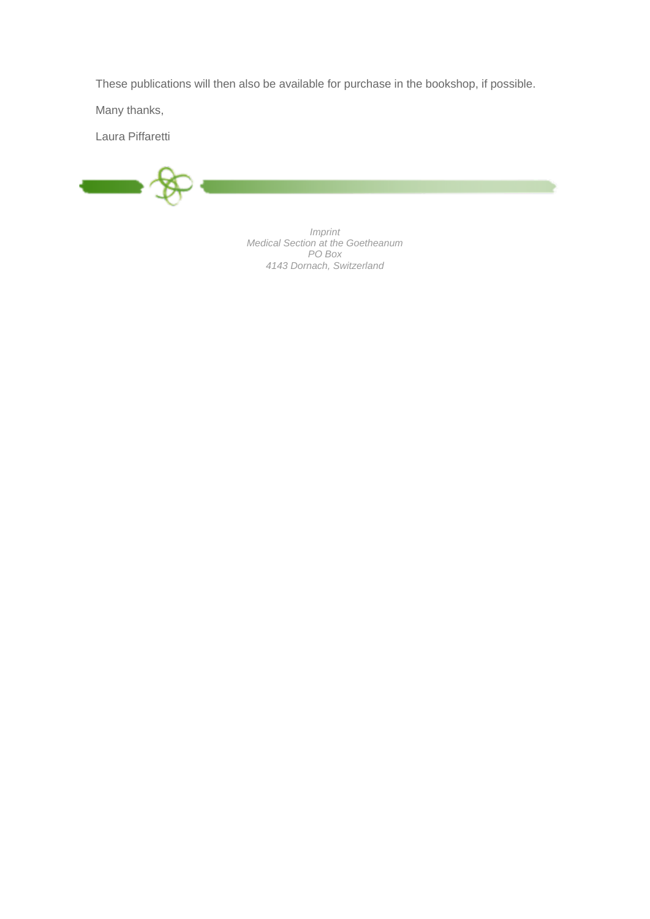These publications will then also be available for purchase in the bookshop, if possible.

Many thanks,

Laura Piffaretti

*Imprint*
*Medical Section at the Goetheanum*
*PO Box*
*4143 Dornach, Switzerland*